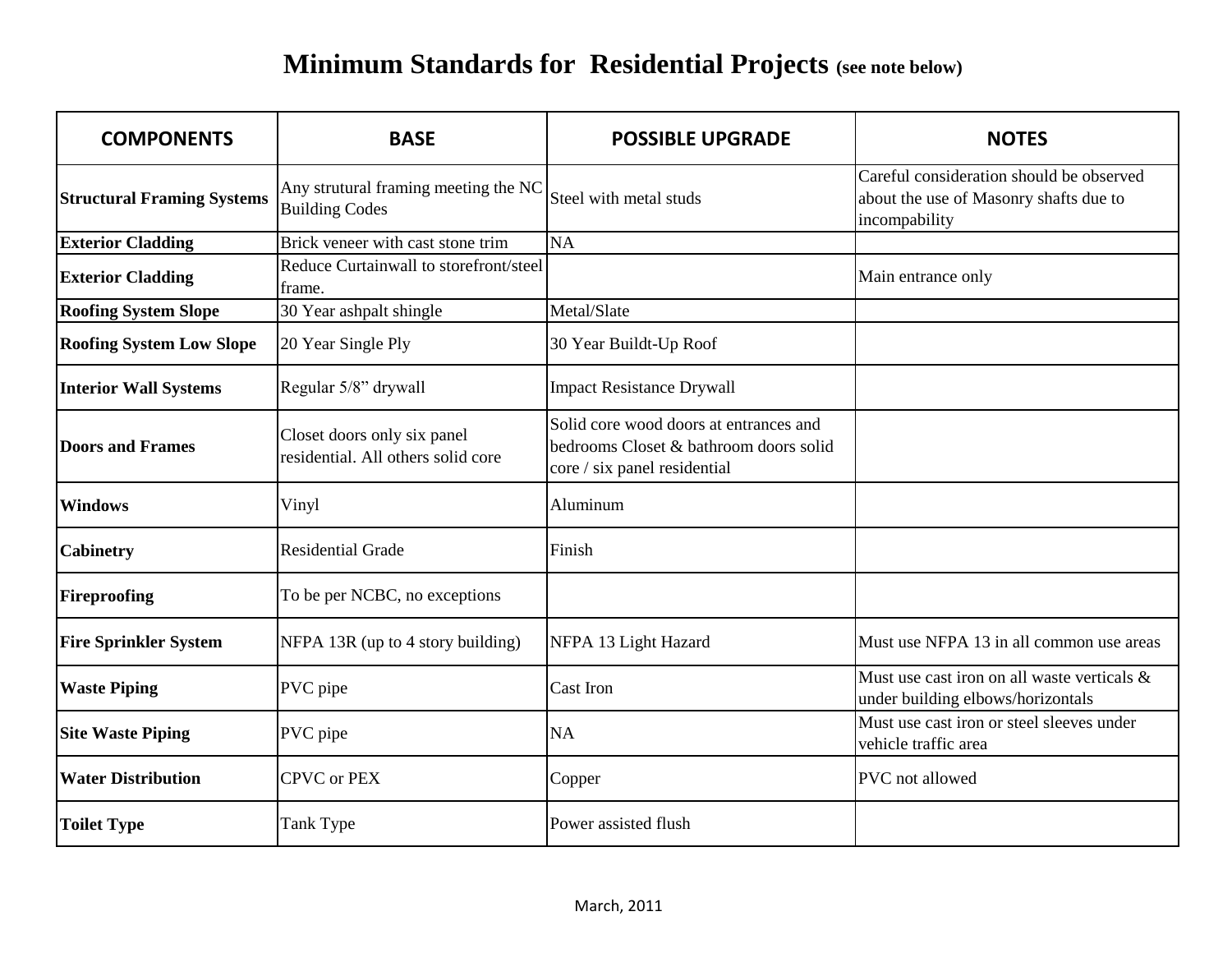# Minimum Standards for Residential Projects (see note below)

| COMPONENTS | BASE | POSSIBLE UPGRADE | NOTES |
|---|---|---|---|
| **Structural Framing Systems** | Any strutural framing meeting the NC Building Codes | Steel with metal studs | Careful consideration should be observed about the use of Masonry shafts due to incompability |
| **Exterior Cladding** | Brick veneer with cast stone trim | NA | |
| **Exterior Cladding** | Reduce Curtainwall to storefront/steel frame. | | Main entrance only |
| **Roofing System Slope** | 30 Year ashpalt shingle | Metal/Slate | |
| **Roofing System Low Slope** | 20 Year Single Ply | 30 Year Buildt-Up Roof | |
| **Interior Wall Systems** | Regular 5/8” drywall | Impact Resistance Drywall | |
| **Doors and Frames** | Closet doors only six panel residential. All others solid core | Solid core wood doors at entrances and bedrooms Closet & bathroom doors solid core / six panel residential | |
| **Windows** | Vinyl | Aluminum | |
| **Cabinetry** | Residential Grade | Finish | |
| **Fireproofing** | To be per NCBC, no exceptions | | |
| **Fire Sprinkler System** | NFPA 13R (up to 4 story building) | NFPA 13 Light Hazard | Must use NFPA 13 in all common use areas |
| **Waste Piping** | PVC pipe | Cast Iron | Must use cast iron on all waste verticals & under building elbows/horizontals |
| **Site Waste Piping** | PVC pipe | NA | Must use cast iron or steel sleeves under vehicle traffic area |
| **Water Distribution** | CPVC or PEX | Copper | PVC not allowed |
| **Toilet Type** | Tank Type | Power assisted flush | |

March, 2011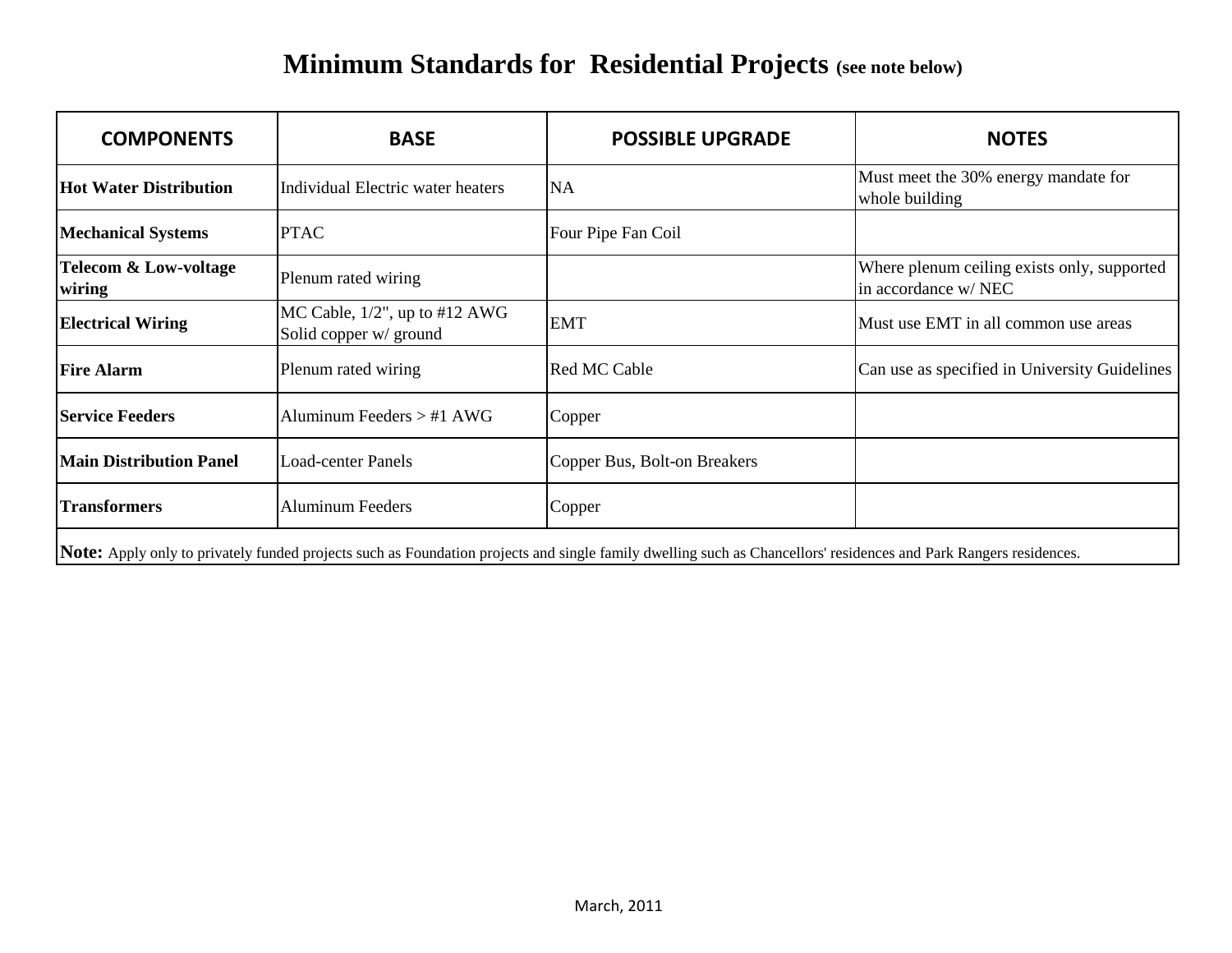# Minimum Standards for Residential Projects (see note below)

| COMPONENTS | BASE | POSSIBLE UPGRADE | NOTES |
|---|---|---|---|
| **Hot Water Distribution** | Individual Electric water heaters | NA | Must meet the 30% energy mandate for whole building |
| **Mechanical Systems** | PTAC | Four Pipe Fan Coil | |
| **Telecom & Low-voltage wiring** | Plenum rated wiring | | Where plenum ceiling exists only, supported in accordance w/ NEC |
| **Electrical Wiring** | MC Cable, 1/2", up to #12 AWG Solid copper w/ ground | EMT | Must use EMT in all common use areas |
| **Fire Alarm** | Plenum rated wiring | Red MC Cable | Can use as specified in University Guidelines |
| **Service Feeders** | Aluminum Feeders > #1 AWG | Copper | |
| **Main Distribution Panel** | Load-center Panels | Copper Bus, Bolt-on Breakers | |
| **Transformers** | Aluminum Feeders | Copper | |

**Note:** Apply only to privately funded projects such as Foundation projects and single family dwelling such as Chancellors' residences and Park Rangers residences.

March, 2011